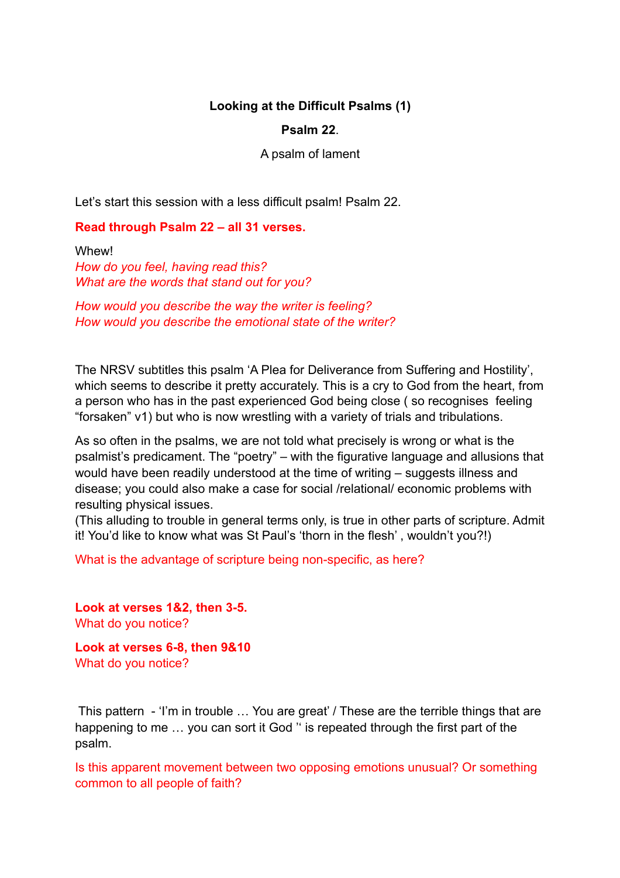**Looking at the Difficult Psalms (1)**

**Psalm 22**.

A psalm of lament

Let's start this session with a less difficult psalm! Psalm 22.

**Read through Psalm 22 – all 31 verses.**

Whew!
*How do you feel, having read this?*
*What are the words that stand out for you?*

*How would you describe the way the writer is feeling?*
*How would you describe the emotional state of the writer?*

The NRSV subtitles this psalm 'A Plea for Deliverance from Suffering and Hostility', which seems to describe it pretty accurately. This is a cry to God from the heart, from a person who has in the past experienced God being close ( so recognises feeling "forsaken" v1) but who is now wrestling with a variety of trials and tribulations.

As so often in the psalms, we are not told what precisely is wrong or what is the psalmist's predicament. The "poetry" – with the figurative language and allusions that would have been readily understood at the time of writing – suggests illness and disease; you could also make a case for social /relational/ economic problems with resulting physical issues.
(This alluding to trouble in general terms only, is true in other parts of scripture. Admit it! You'd like to know what was St Paul's 'thorn in the flesh' , wouldn't you?!)

What is the advantage of scripture being non-specific, as here?

**Look at verses 1&2, then 3-5.**
What do you notice?

**Look at verses 6-8, then 9&10**
What do you notice?

This pattern - 'I'm in trouble … You are great' / These are the terrible things that are happening to me … you can sort it God '' is repeated through the first part of the psalm.

Is this apparent movement between two opposing emotions unusual? Or something common to all people of faith?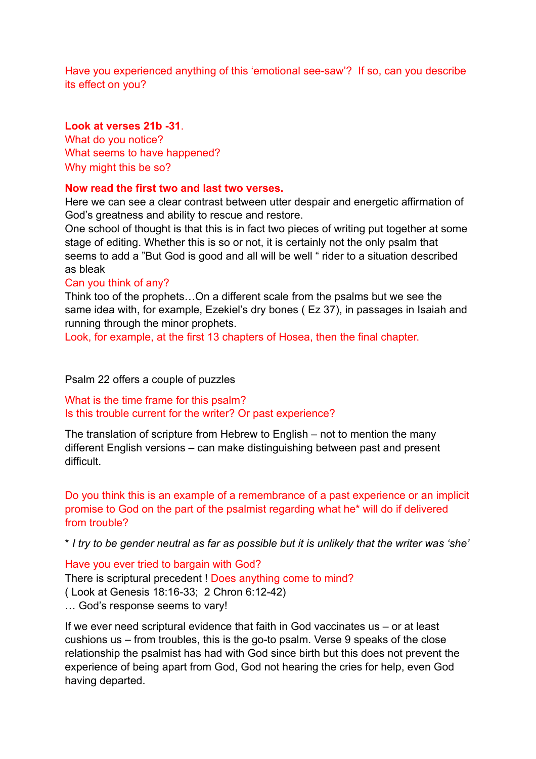Have you experienced anything of this 'emotional see-saw'? If so, can you describe its effect on you?

**Look at verses 21b -31**.
What do you notice?
What seems to have happened?
Why might this be so?

**Now read the first two and last two verses.**
Here we can see a clear contrast between utter despair and energetic affirmation of God's greatness and ability to rescue and restore.
One school of thought is that this is in fact two pieces of writing put together at some stage of editing. Whether this is so or not, it is certainly not the only psalm that seems to add a "But God is good and all will be well " rider to a situation described as bleak
Can you think of any?
Think too of the prophets…On a different scale from the psalms but we see the same idea with, for example, Ezekiel's dry bones ( Ez 37), in passages in Isaiah and running through the minor prophets.
Look, for example, at the first 13 chapters of Hosea, then the final chapter.

Psalm 22 offers a couple of puzzles

What is the time frame for this psalm?
Is this trouble current for the writer? Or past experience?

The translation of scripture from Hebrew to English – not to mention the many different English versions – can make distinguishing between past and present difficult.

Do you think this is an example of a remembrance of a past experience or an implicit promise to God on the part of the psalmist regarding what he* will do if delivered from trouble?

\* *I try to be gender neutral as far as possible but it is unlikely that the writer was 'she'*

Have you ever tried to bargain with God?
There is scriptural precedent ! Does anything come to mind?
( Look at Genesis 18:16-33; 2 Chron 6:12-42)
… God's response seems to vary!

If we ever need scriptural evidence that faith in God vaccinates us – or at least cushions us – from troubles, this is the go-to psalm. Verse 9 speaks of the close relationship the psalmist has had with God since birth but this does not prevent the experience of being apart from God, God not hearing the cries for help, even God having departed.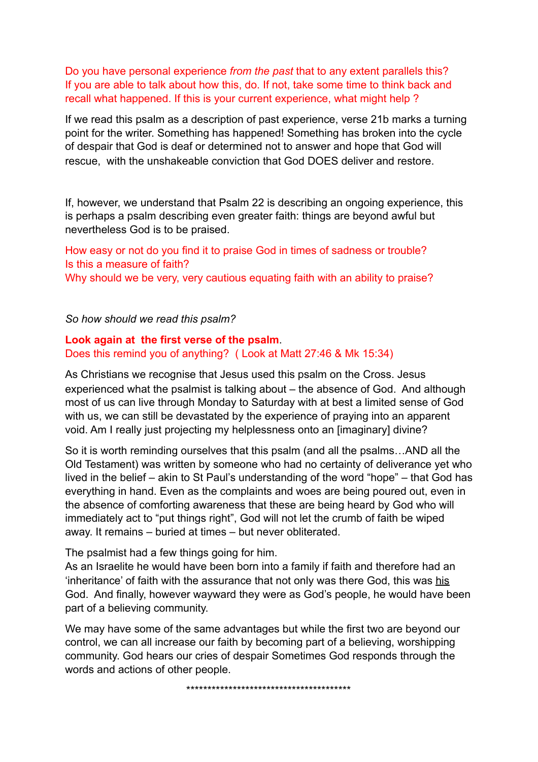Do you have personal experience *from the past* that to any extent parallels this? If you are able to talk about how this, do. If not, take some time to think back and recall what happened. If this is your current experience, what might help ?

If we read this psalm as a description of past experience, verse 21b marks a turning point for the writer. Something has happened! Something has broken into the cycle of despair that God is deaf or determined not to answer and hope that God will rescue, with the unshakeable conviction that God DOES deliver and restore.

If, however, we understand that Psalm 22 is describing an ongoing experience, this is perhaps a psalm describing even greater faith: things are beyond awful but nevertheless God is to be praised.

How easy or not do you find it to praise God in times of sadness or trouble?
Is this a measure of faith?
Why should we be very, very cautious equating faith with an ability to praise?

*So how should we read this psalm?*

**Look again at the first verse of the psalm**.
Does this remind you of anything? ( Look at Matt 27:46 & Mk 15:34)

As Christians we recognise that Jesus used this psalm on the Cross. Jesus experienced what the psalmist is talking about – the absence of God. And although most of us can live through Monday to Saturday with at best a limited sense of God with us, we can still be devastated by the experience of praying into an apparent void. Am I really just projecting my helplessness onto an [imaginary] divine?

So it is worth reminding ourselves that this psalm (and all the psalms…AND all the Old Testament) was written by someone who had no certainty of deliverance yet who lived in the belief – akin to St Paul's understanding of the word "hope" – that God has everything in hand. Even as the complaints and woes are being poured out, even in the absence of comforting awareness that these are being heard by God who will immediately act to "put things right", God will not let the crumb of faith be wiped away. It remains – buried at times – but never obliterated.

The psalmist had a few things going for him.
As an Israelite he would have been born into a family if faith and therefore had an 'inheritance' of faith with the assurance that not only was there God, this was <u>his</u> God. And finally, however wayward they were as God's people, he would have been part of a believing community.

We may have some of the same advantages but while the first two are beyond our control, we can all increase our faith by becoming part of a believing, worshipping community. God hears our cries of despair Sometimes God responds through the words and actions of other people.

****************************************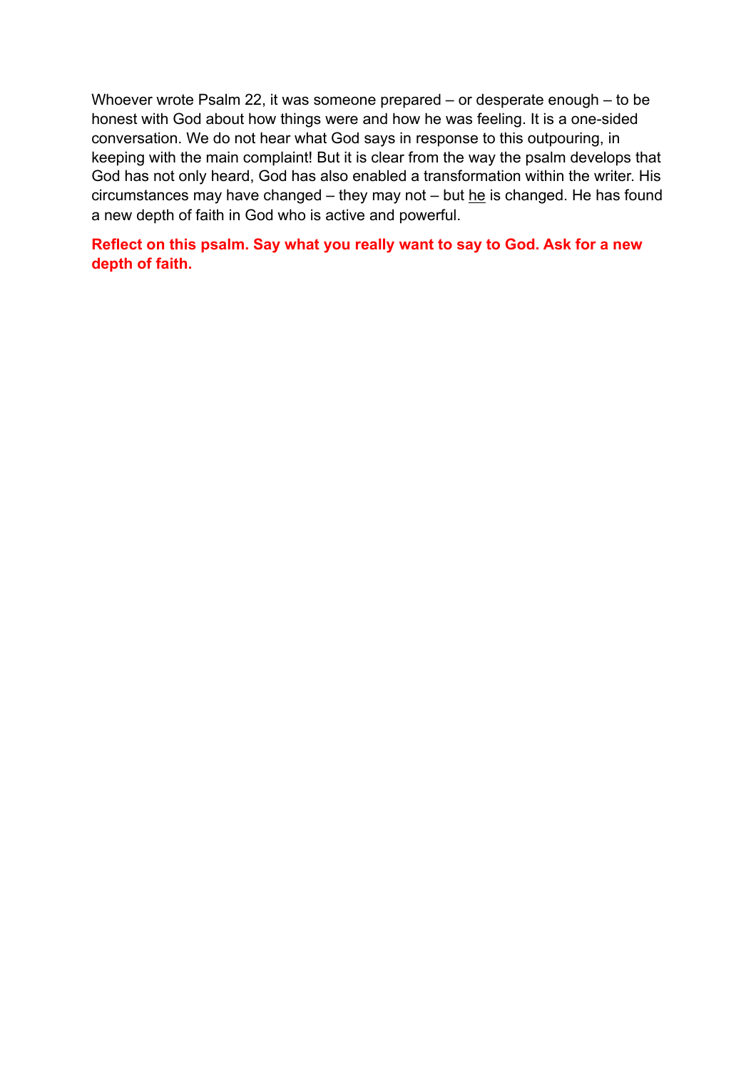Whoever wrote Psalm 22, it was someone prepared – or desperate enough – to be honest with God about how things were and how he was feeling. It is a one-sided conversation. We do not hear what God says in response to this outpouring, in keeping with the main complaint! But it is clear from the way the psalm develops that God has not only heard, God has also enabled a transformation within the writer. His circumstances may have changed – they may not – but <u>he</u> is changed. He has found a new depth of faith in God who is active and powerful.

**Reflect on this psalm. Say what you really want to say to God. Ask for a new depth of faith.**